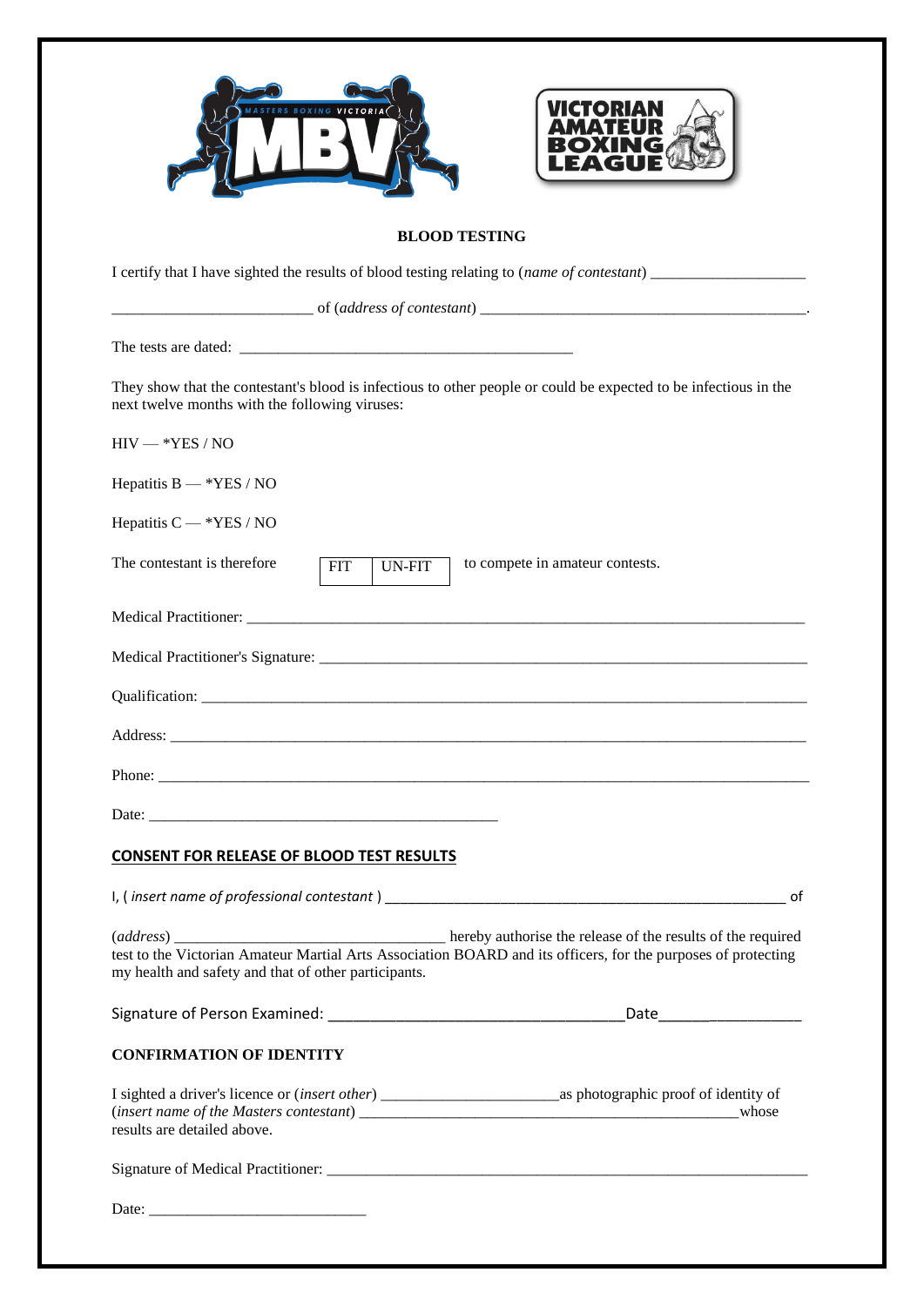## BLOOD TESTING

I certify that I have sighted the results of blood testing relating to (*name of contestant*) ____________________

__________________________ of (*address of contestant*) ___________________________________________.

The tests are dated: ___________________________________________

They show that the contestant's blood is infectious to other people or could be expected to be infectious in the next twelve months with the following viruses:

HIV — *YES / NO

Hepatitis B — *YES / NO

Hepatitis C — *YES / NO

The contestant is therefore | FIT | UN-FIT | to compete in amateur contests.

Medical Practitioner: ___________________________________________________________________________

Medical Practitioner's Signature: _________________________________________________________________

Qualification: ________________________________________________________________________________

Address: ____________________________________________________________________________________

Phone: ______________________________________________________________________________________

Date: _______________________________________________

### CONSENT FOR RELEASE OF BLOOD TEST RESULTS

I, ( *insert name of professional contestant* ) _____________________________________________________ of

(*address*) ____________________________________ hereby authorise the release of the results of the required test to the Victorian Amateur Martial Arts Association BOARD and its officers, for the purposes of protecting my health and safety and that of other participants.

Signature of Person Examined: ___________________________________Date__________________

### CONFIRMATION OF IDENTITY

I sighted a driver's licence or (*insert other*) _______________________as photographic proof of identity of (*insert name of the Masters contestant*) _________________________________________________whose results are detailed above.

Signature of Medical Practitioner: _______________________________________________________________

Date: ____________________________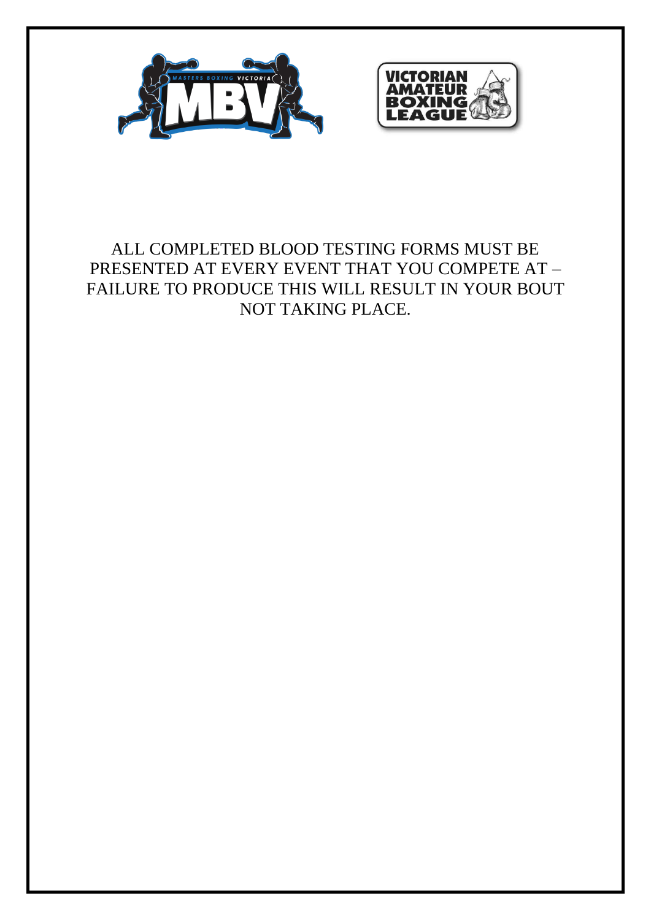ALL COMPLETED BLOOD TESTING FORMS MUST BE PRESENTED AT EVERY EVENT THAT YOU COMPETE AT – FAILURE TO PRODUCE THIS WILL RESULT IN YOUR BOUT NOT TAKING PLACE.